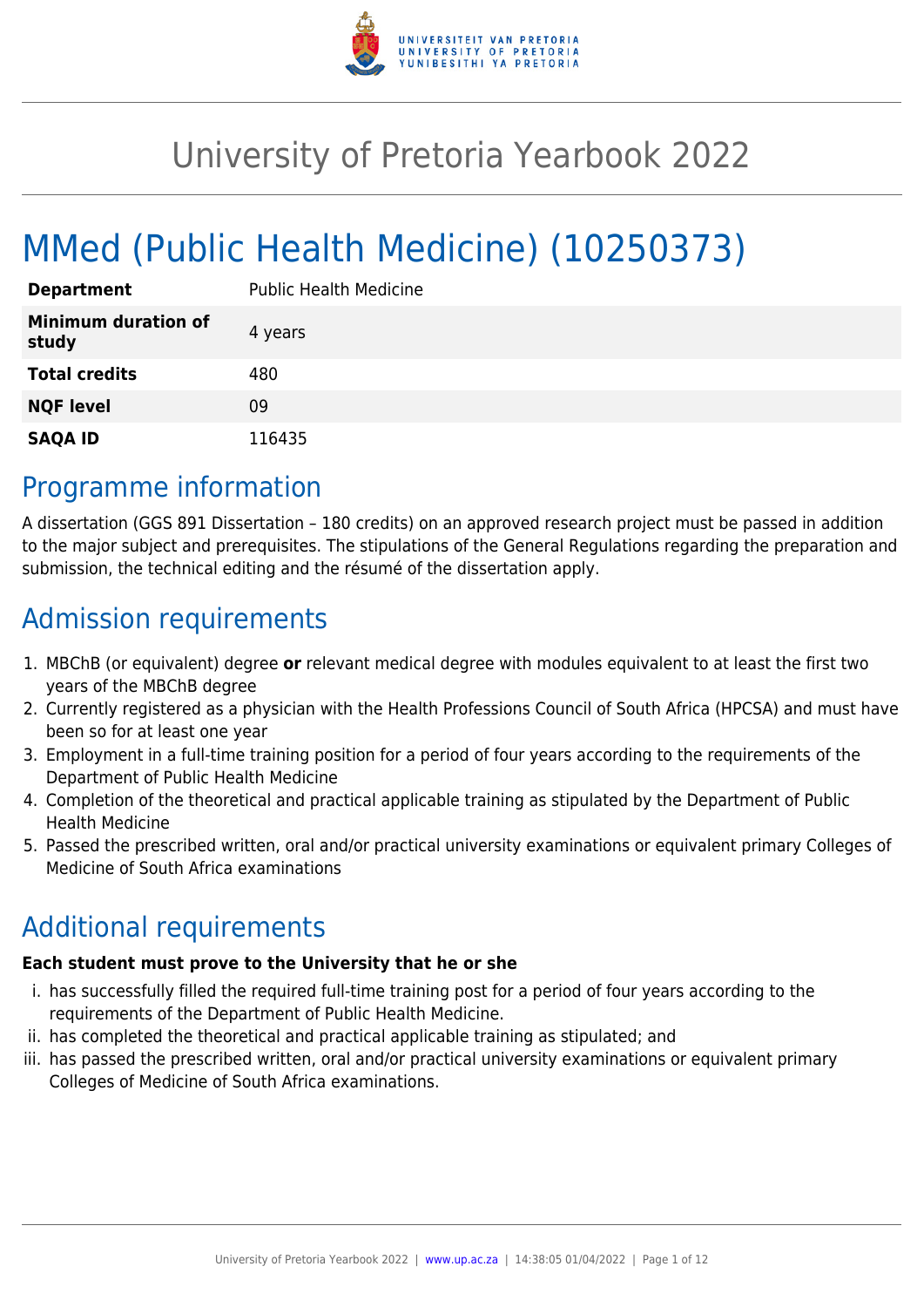# University of Pretoria Yearbook 2022

# MMed (Public Health Medicine) (10250373)

| | |
|---|---|
| **Department** | Public Health Medicine |
| **Minimum duration of study** | 4 years |
| **Total credits** | 480 |
| **NQF level** | 09 |
| **SAQA ID** | 116435 |

## Programme information

A dissertation (GGS 891 Dissertation – 180 credits) on an approved research project must be passed in addition to the major subject and prerequisites. The stipulations of the General Regulations regarding the preparation and submission, the technical editing and the résumé of the dissertation apply.

## Admission requirements

1. MBChB (or equivalent) degree **or** relevant medical degree with modules equivalent to at least the first two years of the MBChB degree
2. Currently registered as a physician with the Health Professions Council of South Africa (HPCSA) and must have been so for at least one year
3. Employment in a full-time training position for a period of four years according to the requirements of the Department of Public Health Medicine
4. Completion of the theoretical and practical applicable training as stipulated by the Department of Public Health Medicine
5. Passed the prescribed written, oral and/or practical university examinations or equivalent primary Colleges of Medicine of South Africa examinations

## Additional requirements

**Each student must prove to the University that he or she**

i. has successfully filled the required full-time training post for a period of four years according to the requirements of the Department of Public Health Medicine.
ii. has completed the theoretical and practical applicable training as stipulated; and
iii. has passed the prescribed written, oral and/or practical university examinations or equivalent primary Colleges of Medicine of South Africa examinations.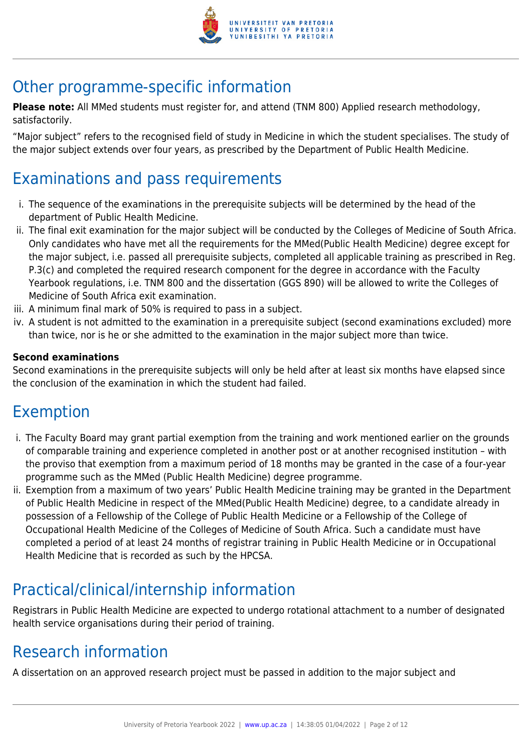## Other programme-specific information

**Please note:** All MMed students must register for, and attend (TNM 800) Applied research methodology, satisfactorily.

“Major subject” refers to the recognised field of study in Medicine in which the student specialises. The study of the major subject extends over four years, as prescribed by the Department of Public Health Medicine.

## Examinations and pass requirements

i. The sequence of the examinations in the prerequisite subjects will be determined by the head of the department of Public Health Medicine.
ii. The final exit examination for the major subject will be conducted by the Colleges of Medicine of South Africa. Only candidates who have met all the requirements for the MMed(Public Health Medicine) degree except for the major subject, i.e. passed all prerequisite subjects, completed all applicable training as prescribed in Reg. P.3(c) and completed the required research component for the degree in accordance with the Faculty Yearbook regulations, i.e. TNM 800 and the dissertation (GGS 890) will be allowed to write the Colleges of Medicine of South Africa exit examination.
iii. A minimum final mark of 50% is required to pass in a subject.
iv. A student is not admitted to the examination in a prerequisite subject (second examinations excluded) more than twice, nor is he or she admitted to the examination in the major subject more than twice.

**Second examinations**
Second examinations in the prerequisite subjects will only be held after at least six months have elapsed since the conclusion of the examination in which the student had failed.

## Exemption

i. The Faculty Board may grant partial exemption from the training and work mentioned earlier on the grounds of comparable training and experience completed in another post or at another recognised institution – with the proviso that exemption from a maximum period of 18 months may be granted in the case of a four-year programme such as the MMed (Public Health Medicine) degree programme.
ii. Exemption from a maximum of two years’ Public Health Medicine training may be granted in the Department of Public Health Medicine in respect of the MMed(Public Health Medicine) degree, to a candidate already in possession of a Fellowship of the College of Public Health Medicine or a Fellowship of the College of Occupational Health Medicine of the Colleges of Medicine of South Africa. Such a candidate must have completed a period of at least 24 months of registrar training in Public Health Medicine or in Occupational Health Medicine that is recorded as such by the HPCSA.

## Practical/clinical/internship information

Registrars in Public Health Medicine are expected to undergo rotational attachment to a number of designated health service organisations during their period of training.

## Research information

A dissertation on an approved research project must be passed in addition to the major subject and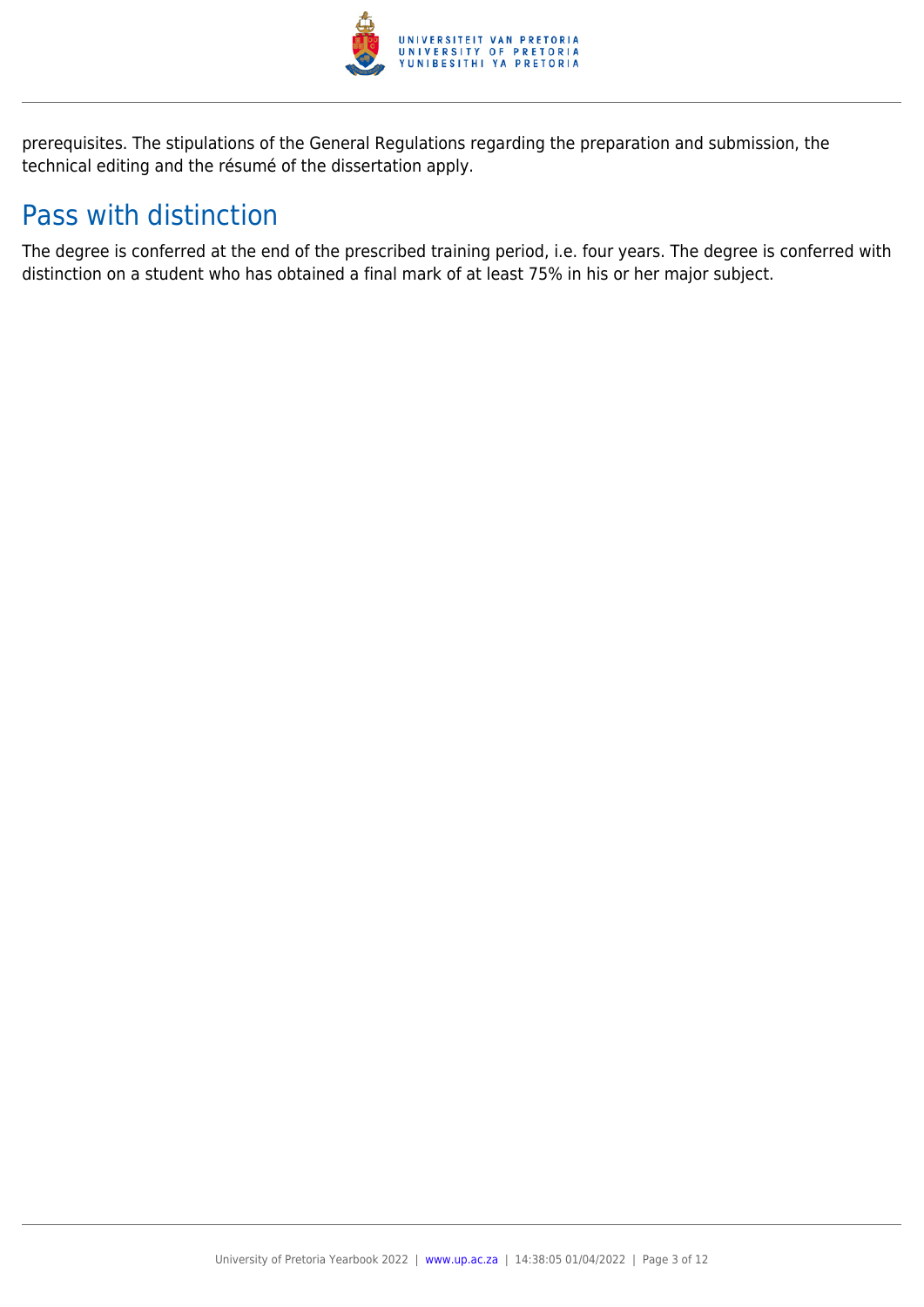prerequisites. The stipulations of the General Regulations regarding the preparation and submission, the technical editing and the résumé of the dissertation apply.

## Pass with distinction

The degree is conferred at the end of the prescribed training period, i.e. four years. The degree is conferred with distinction on a student who has obtained a final mark of at least 75% in his or her major subject.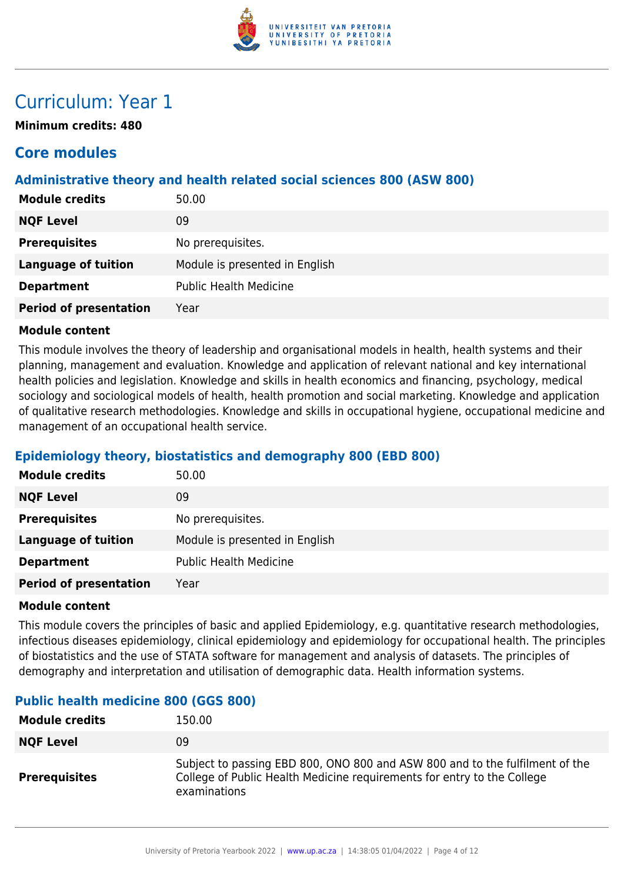# Curriculum: Year 1

**Minimum credits: 480**

## Core modules

### Administrative theory and health related social sciences 800 (ASW 800)

| | |
|---|---|
| **Module credits** | 50.00 |
| **NQF Level** | 09 |
| **Prerequisites** | No prerequisites. |
| **Language of tuition** | Module is presented in English |
| **Department** | Public Health Medicine |
| **Period of presentation** | Year |

**Module content**

This module involves the theory of leadership and organisational models in health, health systems and their planning, management and evaluation. Knowledge and application of relevant national and key international health policies and legislation. Knowledge and skills in health economics and financing, psychology, medical sociology and sociological models of health, health promotion and social marketing. Knowledge and application of qualitative research methodologies. Knowledge and skills in occupational hygiene, occupational medicine and management of an occupational health service.

### Epidemiology theory, biostatistics and demography 800 (EBD 800)

| | |
|---|---|
| **Module credits** | 50.00 |
| **NQF Level** | 09 |
| **Prerequisites** | No prerequisites. |
| **Language of tuition** | Module is presented in English |
| **Department** | Public Health Medicine |
| **Period of presentation** | Year |

**Module content**

This module covers the principles of basic and applied Epidemiology, e.g. quantitative research methodologies, infectious diseases epidemiology, clinical epidemiology and epidemiology for occupational health. The principles of biostatistics and the use of STATA software for management and analysis of datasets. The principles of demography and interpretation and utilisation of demographic data. Health information systems.

### Public health medicine 800 (GGS 800)

| | |
|---|---|
| **Module credits** | 150.00 |
| **NQF Level** | 09 |
| **Prerequisites** | Subject to passing EBD 800, ONO 800 and ASW 800 and to the fulfilment of the College of Public Health Medicine requirements for entry to the College examinations |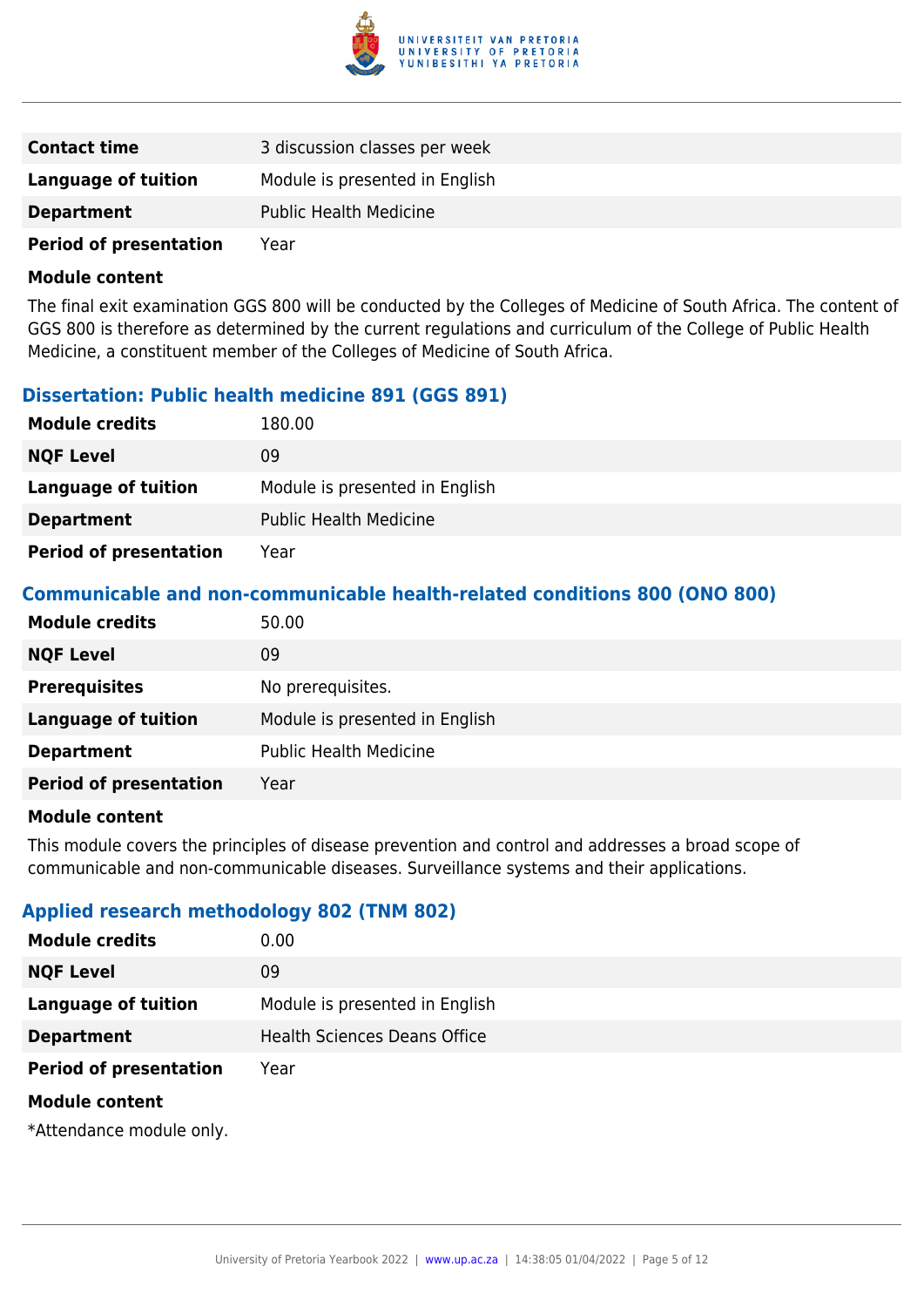| | |
|---|---|
| **Contact time** | 3 discussion classes per week |
| **Language of tuition** | Module is presented in English |
| **Department** | Public Health Medicine |
| **Period of presentation** | Year |

**Module content**

The final exit examination GGS 800 will be conducted by the Colleges of Medicine of South Africa. The content of GGS 800 is therefore as determined by the current regulations and curriculum of the College of Public Health Medicine, a constituent member of the Colleges of Medicine of South Africa.

### Dissertation: Public health medicine 891 (GGS 891)

| | |
|---|---|
| **Module credits** | 180.00 |
| **NQF Level** | 09 |
| **Language of tuition** | Module is presented in English |
| **Department** | Public Health Medicine |
| **Period of presentation** | Year |

### Communicable and non-communicable health-related conditions 800 (ONO 800)

| | |
|---|---|
| **Module credits** | 50.00 |
| **NQF Level** | 09 |
| **Prerequisites** | No prerequisites. |
| **Language of tuition** | Module is presented in English |
| **Department** | Public Health Medicine |
| **Period of presentation** | Year |

**Module content**

This module covers the principles of disease prevention and control and addresses a broad scope of communicable and non-communicable diseases. Surveillance systems and their applications.

### Applied research methodology 802 (TNM 802)

| | |
|---|---|
| **Module credits** | 0.00 |
| **NQF Level** | 09 |
| **Language of tuition** | Module is presented in English |
| **Department** | Health Sciences Deans Office |
| **Period of presentation** | Year |

**Module content**

*Attendance module only.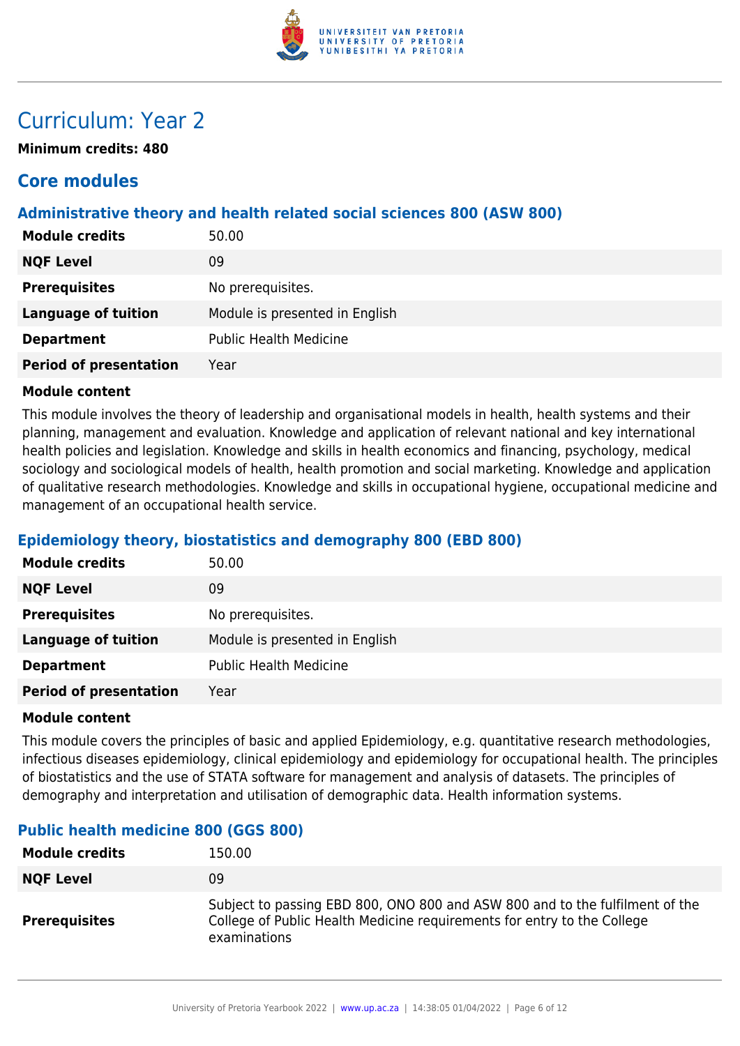# Curriculum: Year 2

**Minimum credits: 480**

## Core modules

### Administrative theory and health related social sciences 800 (ASW 800)

| | |
|---|---|
| **Module credits** | 50.00 |
| **NQF Level** | 09 |
| **Prerequisites** | No prerequisites. |
| **Language of tuition** | Module is presented in English |
| **Department** | Public Health Medicine |
| **Period of presentation** | Year |

**Module content**

This module involves the theory of leadership and organisational models in health, health systems and their planning, management and evaluation. Knowledge and application of relevant national and key international health policies and legislation. Knowledge and skills in health economics and financing, psychology, medical sociology and sociological models of health, health promotion and social marketing. Knowledge and application of qualitative research methodologies. Knowledge and skills in occupational hygiene, occupational medicine and management of an occupational health service.

### Epidemiology theory, biostatistics and demography 800 (EBD 800)

| | |
|---|---|
| **Module credits** | 50.00 |
| **NQF Level** | 09 |
| **Prerequisites** | No prerequisites. |
| **Language of tuition** | Module is presented in English |
| **Department** | Public Health Medicine |
| **Period of presentation** | Year |

**Module content**

This module covers the principles of basic and applied Epidemiology, e.g. quantitative research methodologies, infectious diseases epidemiology, clinical epidemiology and epidemiology for occupational health. The principles of biostatistics and the use of STATA software for management and analysis of datasets. The principles of demography and interpretation and utilisation of demographic data. Health information systems.

### Public health medicine 800 (GGS 800)

| | |
|---|---|
| **Module credits** | 150.00 |
| **NQF Level** | 09 |
| **Prerequisites** | Subject to passing EBD 800, ONO 800 and ASW 800 and to the fulfilment of the College of Public Health Medicine requirements for entry to the College examinations |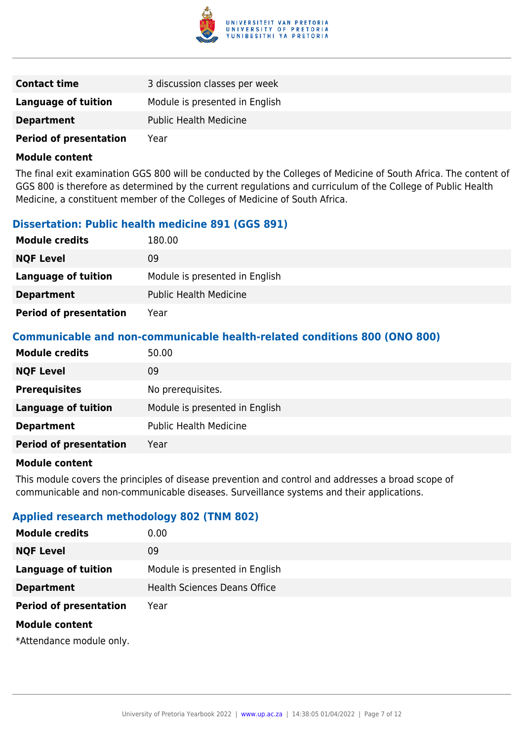| | |
|---|---|
| **Contact time** | 3 discussion classes per week |
| **Language of tuition** | Module is presented in English |
| **Department** | Public Health Medicine |
| **Period of presentation** | Year |

**Module content**

The final exit examination GGS 800 will be conducted by the Colleges of Medicine of South Africa. The content of GGS 800 is therefore as determined by the current regulations and curriculum of the College of Public Health Medicine, a constituent member of the Colleges of Medicine of South Africa.

### Dissertation: Public health medicine 891 (GGS 891)

| | |
|---|---|
| **Module credits** | 180.00 |
| **NQF Level** | 09 |
| **Language of tuition** | Module is presented in English |
| **Department** | Public Health Medicine |
| **Period of presentation** | Year |

### Communicable and non-communicable health-related conditions 800 (ONO 800)

| | |
|---|---|
| **Module credits** | 50.00 |
| **NQF Level** | 09 |
| **Prerequisites** | No prerequisites. |
| **Language of tuition** | Module is presented in English |
| **Department** | Public Health Medicine |
| **Period of presentation** | Year |

**Module content**

This module covers the principles of disease prevention and control and addresses a broad scope of communicable and non-communicable diseases. Surveillance systems and their applications.

### Applied research methodology 802 (TNM 802)

| | |
|---|---|
| **Module credits** | 0.00 |
| **NQF Level** | 09 |
| **Language of tuition** | Module is presented in English |
| **Department** | Health Sciences Deans Office |
| **Period of presentation** | Year |

**Module content**

*Attendance module only.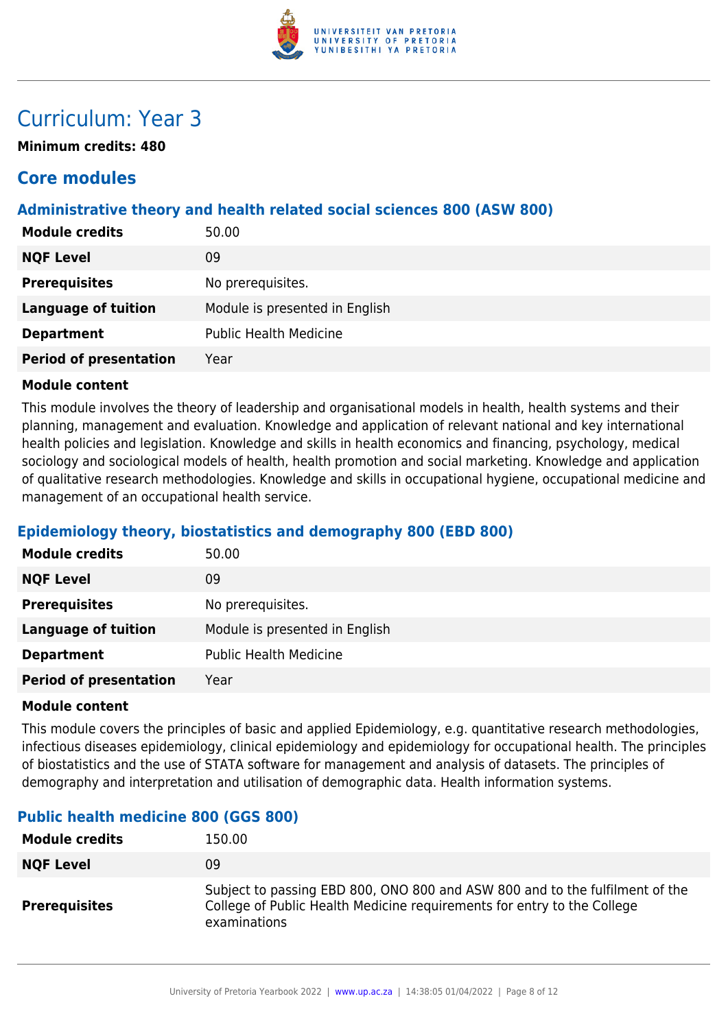# Curriculum: Year 3

**Minimum credits: 480**

## Core modules

### Administrative theory and health related social sciences 800 (ASW 800)

| | |
|---|---|
| **Module credits** | 50.00 |
| **NQF Level** | 09 |
| **Prerequisites** | No prerequisites. |
| **Language of tuition** | Module is presented in English |
| **Department** | Public Health Medicine |
| **Period of presentation** | Year |

**Module content**

This module involves the theory of leadership and organisational models in health, health systems and their planning, management and evaluation. Knowledge and application of relevant national and key international health policies and legislation. Knowledge and skills in health economics and financing, psychology, medical sociology and sociological models of health, health promotion and social marketing. Knowledge and application of qualitative research methodologies. Knowledge and skills in occupational hygiene, occupational medicine and management of an occupational health service.

### Epidemiology theory, biostatistics and demography 800 (EBD 800)

| | |
|---|---|
| **Module credits** | 50.00 |
| **NQF Level** | 09 |
| **Prerequisites** | No prerequisites. |
| **Language of tuition** | Module is presented in English |
| **Department** | Public Health Medicine |
| **Period of presentation** | Year |

**Module content**

This module covers the principles of basic and applied Epidemiology, e.g. quantitative research methodologies, infectious diseases epidemiology, clinical epidemiology and epidemiology for occupational health. The principles of biostatistics and the use of STATA software for management and analysis of datasets. The principles of demography and interpretation and utilisation of demographic data. Health information systems.

### Public health medicine 800 (GGS 800)

| | |
|---|---|
| **Module credits** | 150.00 |
| **NQF Level** | 09 |
| **Prerequisites** | Subject to passing EBD 800, ONO 800 and ASW 800 and to the fulfilment of the College of Public Health Medicine requirements for entry to the College examinations |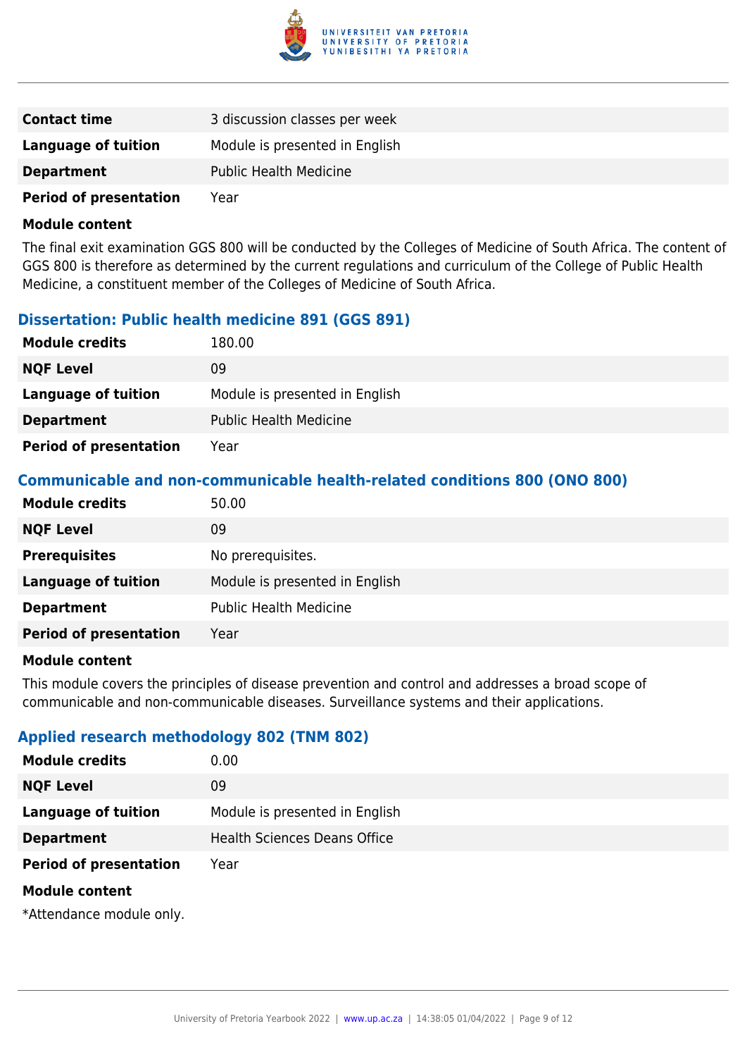| | |
|---|---|
| **Contact time** | 3 discussion classes per week |
| **Language of tuition** | Module is presented in English |
| **Department** | Public Health Medicine |
| **Period of presentation** | Year |

**Module content**

The final exit examination GGS 800 will be conducted by the Colleges of Medicine of South Africa. The content of GGS 800 is therefore as determined by the current regulations and curriculum of the College of Public Health Medicine, a constituent member of the Colleges of Medicine of South Africa.

### Dissertation: Public health medicine 891 (GGS 891)

| | |
|---|---|
| **Module credits** | 180.00 |
| **NQF Level** | 09 |
| **Language of tuition** | Module is presented in English |
| **Department** | Public Health Medicine |
| **Period of presentation** | Year |

### Communicable and non-communicable health-related conditions 800 (ONO 800)

| | |
|---|---|
| **Module credits** | 50.00 |
| **NQF Level** | 09 |
| **Prerequisites** | No prerequisites. |
| **Language of tuition** | Module is presented in English |
| **Department** | Public Health Medicine |
| **Period of presentation** | Year |

**Module content**

This module covers the principles of disease prevention and control and addresses a broad scope of communicable and non-communicable diseases. Surveillance systems and their applications.

### Applied research methodology 802 (TNM 802)

| | |
|---|---|
| **Module credits** | 0.00 |
| **NQF Level** | 09 |
| **Language of tuition** | Module is presented in English |
| **Department** | Health Sciences Deans Office |
| **Period of presentation** | Year |

**Module content**

*Attendance module only.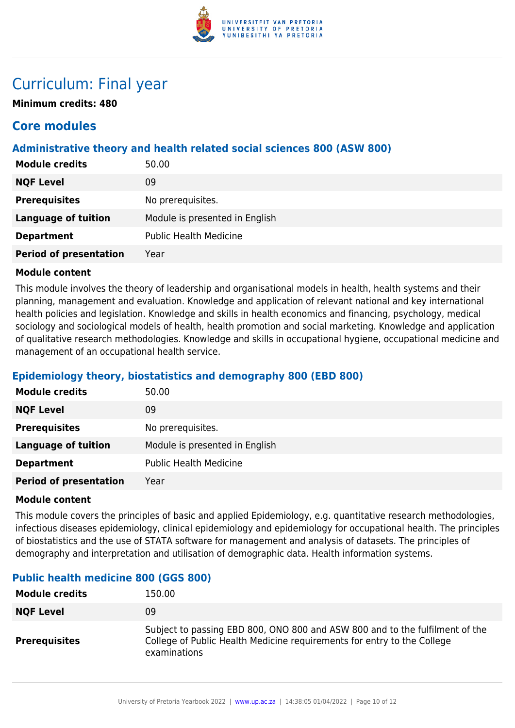# Curriculum: Final year

**Minimum credits: 480**

## Core modules

### Administrative theory and health related social sciences 800 (ASW 800)

| | |
|---|---|
| **Module credits** | 50.00 |
| **NQF Level** | 09 |
| **Prerequisites** | No prerequisites. |
| **Language of tuition** | Module is presented in English |
| **Department** | Public Health Medicine |
| **Period of presentation** | Year |

**Module content**

This module involves the theory of leadership and organisational models in health, health systems and their planning, management and evaluation. Knowledge and application of relevant national and key international health policies and legislation. Knowledge and skills in health economics and financing, psychology, medical sociology and sociological models of health, health promotion and social marketing. Knowledge and application of qualitative research methodologies. Knowledge and skills in occupational hygiene, occupational medicine and management of an occupational health service.

### Epidemiology theory, biostatistics and demography 800 (EBD 800)

| | |
|---|---|
| **Module credits** | 50.00 |
| **NQF Level** | 09 |
| **Prerequisites** | No prerequisites. |
| **Language of tuition** | Module is presented in English |
| **Department** | Public Health Medicine |
| **Period of presentation** | Year |

**Module content**

This module covers the principles of basic and applied Epidemiology, e.g. quantitative research methodologies, infectious diseases epidemiology, clinical epidemiology and epidemiology for occupational health. The principles of biostatistics and the use of STATA software for management and analysis of datasets. The principles of demography and interpretation and utilisation of demographic data. Health information systems.

### Public health medicine 800 (GGS 800)

| | |
|---|---|
| **Module credits** | 150.00 |
| **NQF Level** | 09 |
| **Prerequisites** | Subject to passing EBD 800, ONO 800 and ASW 800 and to the fulfilment of the College of Public Health Medicine requirements for entry to the College examinations |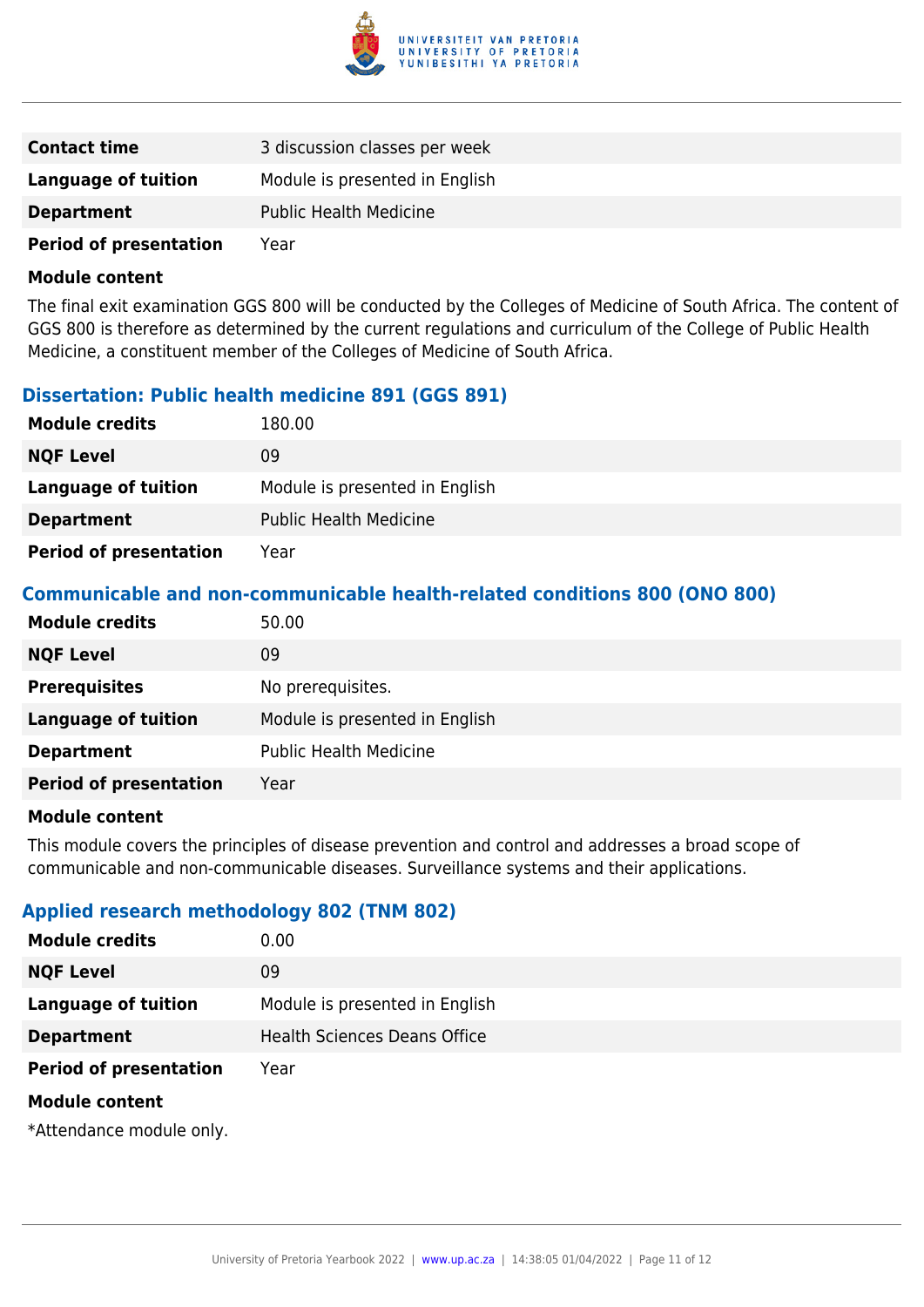| | |
|---|---|
| **Contact time** | 3 discussion classes per week |
| **Language of tuition** | Module is presented in English |
| **Department** | Public Health Medicine |
| **Period of presentation** | Year |

**Module content**

The final exit examination GGS 800 will be conducted by the Colleges of Medicine of South Africa. The content of GGS 800 is therefore as determined by the current regulations and curriculum of the College of Public Health Medicine, a constituent member of the Colleges of Medicine of South Africa.

### Dissertation: Public health medicine 891 (GGS 891)

| | |
|---|---|
| **Module credits** | 180.00 |
| **NQF Level** | 09 |
| **Language of tuition** | Module is presented in English |
| **Department** | Public Health Medicine |
| **Period of presentation** | Year |

### Communicable and non-communicable health-related conditions 800 (ONO 800)

| | |
|---|---|
| **Module credits** | 50.00 |
| **NQF Level** | 09 |
| **Prerequisites** | No prerequisites. |
| **Language of tuition** | Module is presented in English |
| **Department** | Public Health Medicine |
| **Period of presentation** | Year |

**Module content**

This module covers the principles of disease prevention and control and addresses a broad scope of communicable and non-communicable diseases. Surveillance systems and their applications.

### Applied research methodology 802 (TNM 802)

| | |
|---|---|
| **Module credits** | 0.00 |
| **NQF Level** | 09 |
| **Language of tuition** | Module is presented in English |
| **Department** | Health Sciences Deans Office |
| **Period of presentation** | Year |

**Module content**

*Attendance module only.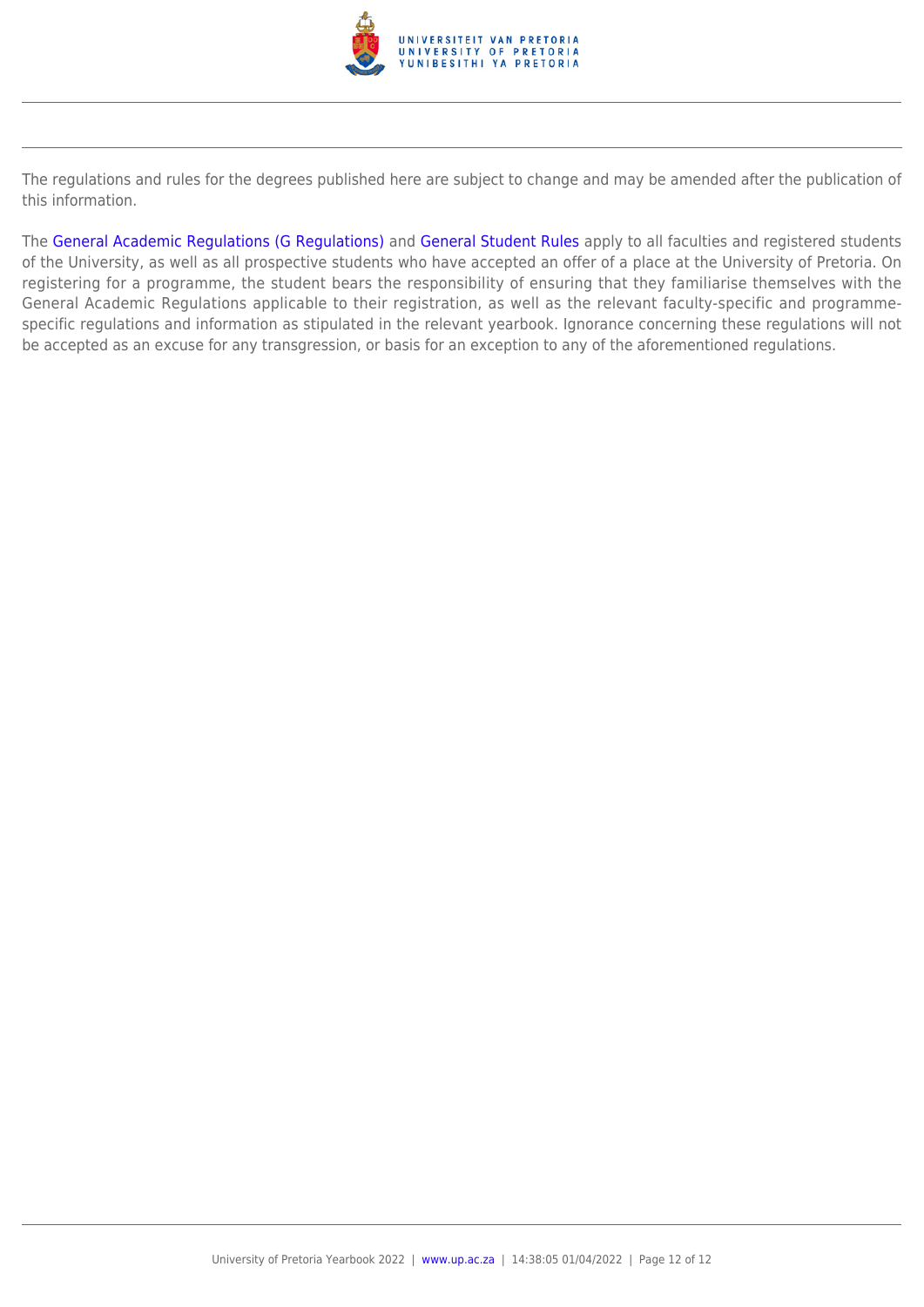The regulations and rules for the degrees published here are subject to change and may be amended after the publication of this information.

The General Academic Regulations (G Regulations) and General Student Rules apply to all faculties and registered students of the University, as well as all prospective students who have accepted an offer of a place at the University of Pretoria. On registering for a programme, the student bears the responsibility of ensuring that they familiarise themselves with the General Academic Regulations applicable to their registration, as well as the relevant faculty-specific and programme-specific regulations and information as stipulated in the relevant yearbook. Ignorance concerning these regulations will not be accepted as an excuse for any transgression, or basis for an exception to any of the aforementioned regulations.